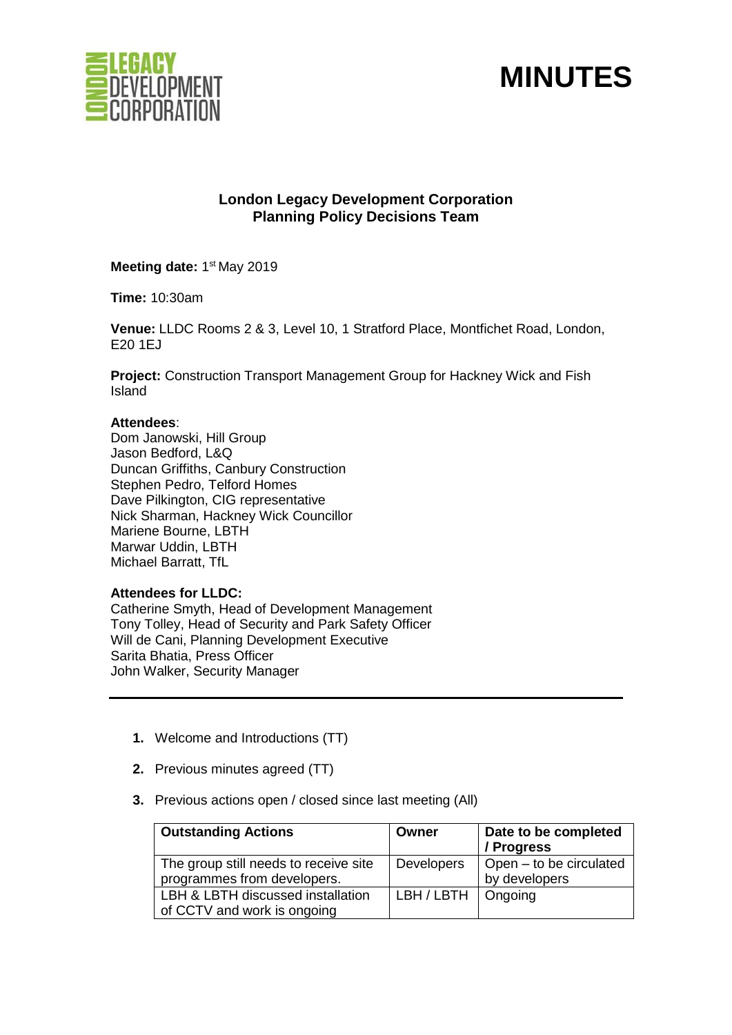# MINUTES

## London Legacy Development Corporation
## Planning Policy Decisions Team

**Meeting date:** 1st May 2019

**Time:** 10:30am

**Venue:** LLDC Rooms 2 & 3, Level 10, 1 Stratford Place, Montfichet Road, London, E20 1EJ

**Project:** Construction Transport Management Group for Hackney Wick and Fish Island

**Attendees**:
Dom Janowski, Hill Group
Jason Bedford, L&Q
Duncan Griffiths, Canbury Construction
Stephen Pedro, Telford Homes
Dave Pilkington, CIG representative
Nick Sharman, Hackney Wick Councillor
Mariene Bourne, LBTH
Marwar Uddin, LBTH
Michael Barratt, TfL

**Attendees for LLDC:**
Catherine Smyth, Head of Development Management
Tony Tolley, Head of Security and Park Safety Officer
Will de Cani, Planning Development Executive
Sarita Bhatia, Press Officer
John Walker, Security Manager

---

1. Welcome and Introductions (TT)

2. Previous minutes agreed (TT)

3. Previous actions open / closed since last meeting (All)

| Outstanding Actions | Owner | Date to be completed / Progress |
|---|---|---|
| The group still needs to receive site programmes from developers. | Developers | Open – to be circulated by developers |
| LBH & LBTH discussed installation of CCTV and work is ongoing | LBH / LBTH | Ongoing |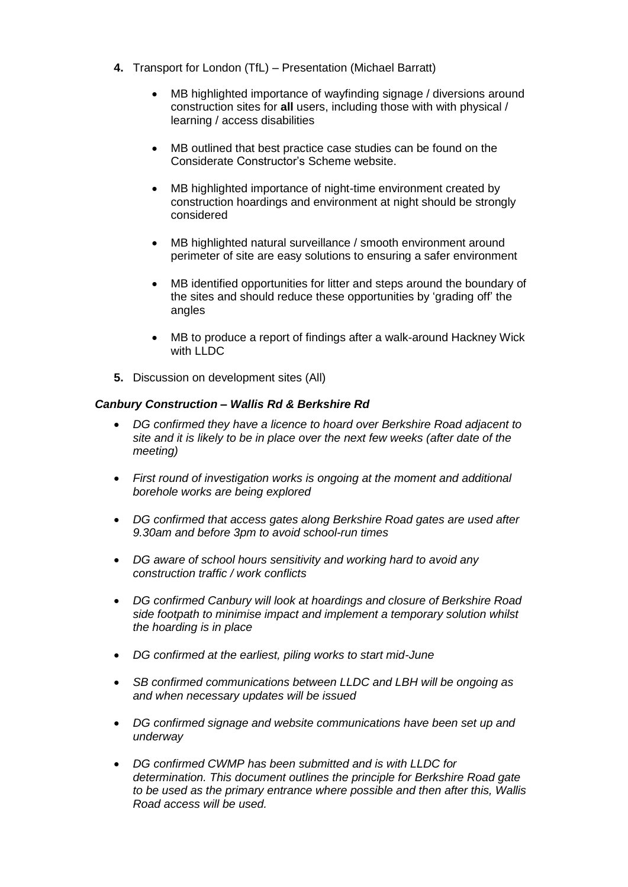4. Transport for London (TfL) – Presentation (Michael Barratt)

   - MB highlighted importance of wayfinding signage / diversions around construction sites for **all** users, including those with with physical / learning / access disabilities

   - MB outlined that best practice case studies can be found on the Considerate Constructor's Scheme website.

   - MB highlighted importance of night-time environment created by construction hoardings and environment at night should be strongly considered

   - MB highlighted natural surveillance / smooth environment around perimeter of site are easy solutions to ensuring a safer environment

   - MB identified opportunities for litter and steps around the boundary of the sites and should reduce these opportunities by 'grading off' the angles

   - MB to produce a report of findings after a walk-around Hackney Wick with LLDC

5. Discussion on development sites (All)

***Canbury Construction – Wallis Rd & Berkshire Rd***

- *DG confirmed they have a licence to hoard over Berkshire Road adjacent to site and it is likely to be in place over the next few weeks (after date of the meeting)*

- *First round of investigation works is ongoing at the moment and additional borehole works are being explored*

- *DG confirmed that access gates along Berkshire Road gates are used after 9.30am and before 3pm to avoid school-run times*

- *DG aware of school hours sensitivity and working hard to avoid any construction traffic / work conflicts*

- *DG confirmed Canbury will look at hoardings and closure of Berkshire Road side footpath to minimise impact and implement a temporary solution whilst the hoarding is in place*

- *DG confirmed at the earliest, piling works to start mid-June*

- *SB confirmed communications between LLDC and LBH will be ongoing as and when necessary updates will be issued*

- *DG confirmed signage and website communications have been set up and underway*

- *DG confirmed CWMP has been submitted and is with LLDC for determination. This document outlines the principle for Berkshire Road gate to be used as the primary entrance where possible and then after this, Wallis Road access will be used.*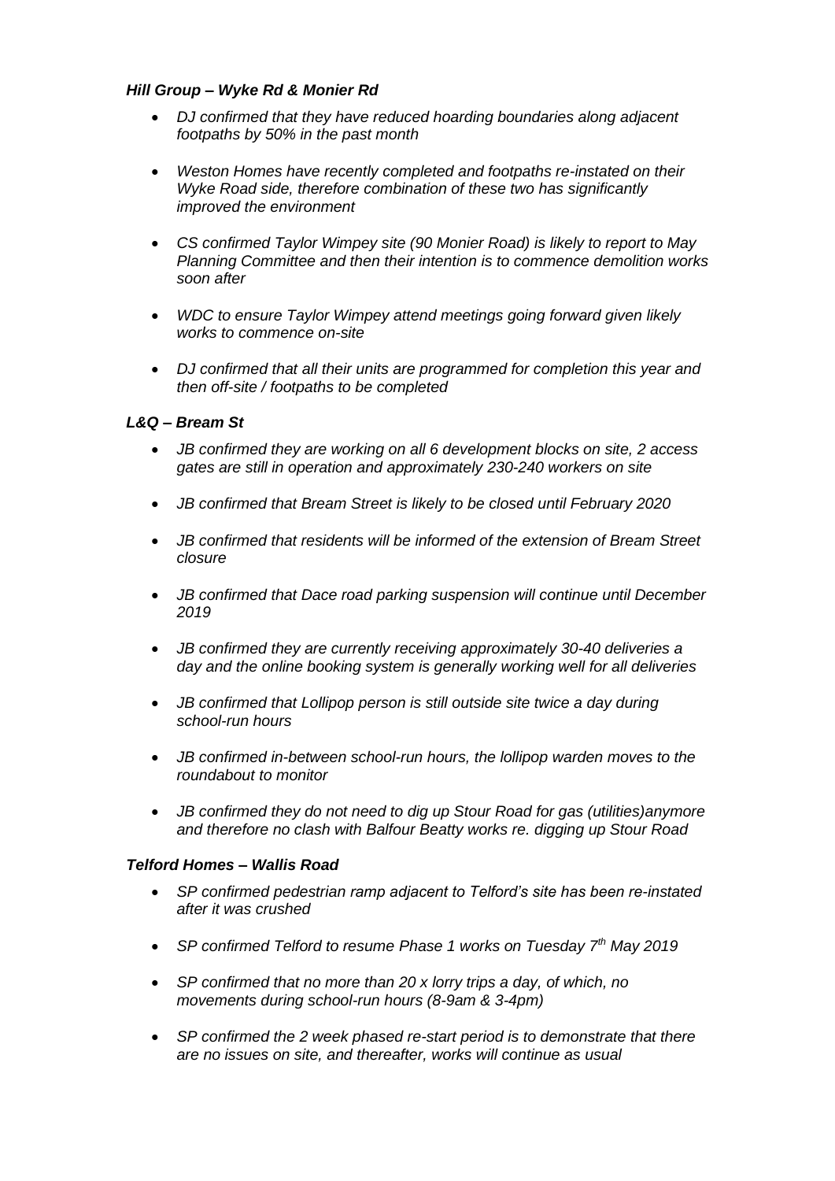### *Hill Group – Wyke Rd & Monier Rd*

- *DJ confirmed that they have reduced hoarding boundaries along adjacent footpaths by 50% in the past month*
- *Weston Homes have recently completed and footpaths re-instated on their Wyke Road side, therefore combination of these two has significantly improved the environment*
- *CS confirmed Taylor Wimpey site (90 Monier Road) is likely to report to May Planning Committee and then their intention is to commence demolition works soon after*
- *WDC to ensure Taylor Wimpey attend meetings going forward given likely works to commence on-site*
- *DJ confirmed that all their units are programmed for completion this year and then off-site / footpaths to be completed*

### *L&Q – Bream St*

- *JB confirmed they are working on all 6 development blocks on site, 2 access gates are still in operation and approximately 230-240 workers on site*
- *JB confirmed that Bream Street is likely to be closed until February 2020*
- *JB confirmed that residents will be informed of the extension of Bream Street closure*
- *JB confirmed that Dace road parking suspension will continue until December 2019*
- *JB confirmed they are currently receiving approximately 30-40 deliveries a day and the online booking system is generally working well for all deliveries*
- *JB confirmed that Lollipop person is still outside site twice a day during school-run hours*
- *JB confirmed in-between school-run hours, the lollipop warden moves to the roundabout to monitor*
- *JB confirmed they do not need to dig up Stour Road for gas (utilities)anymore and therefore no clash with Balfour Beatty works re. digging up Stour Road*

### *Telford Homes – Wallis Road*

- *SP confirmed pedestrian ramp adjacent to Telford's site has been re-instated after it was crushed*
- *SP confirmed Telford to resume Phase 1 works on Tuesday 7th May 2019*
- *SP confirmed that no more than 20 x lorry trips a day, of which, no movements during school-run hours (8-9am & 3-4pm)*
- *SP confirmed the 2 week phased re-start period is to demonstrate that there are no issues on site, and thereafter, works will continue as usual*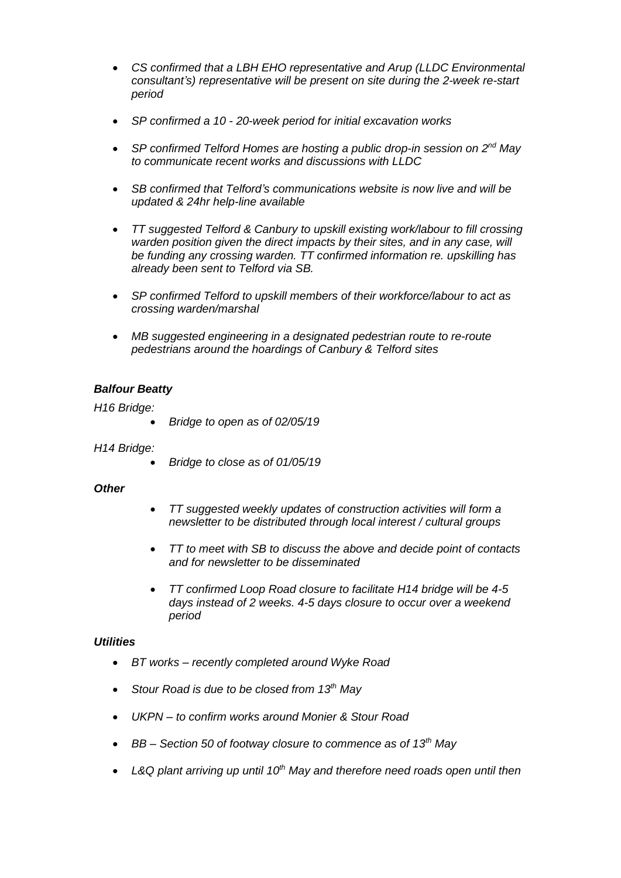- *CS confirmed that a LBH EHO representative and Arup (LLDC Environmental consultant's) representative will be present on site during the 2-week re-start period*

- *SP confirmed a 10 - 20-week period for initial excavation works*

- *SP confirmed Telford Homes are hosting a public drop-in session on 2nd May to communicate recent works and discussions with LLDC*

- *SB confirmed that Telford's communications website is now live and will be updated & 24hr help-line available*

- *TT suggested Telford & Canbury to upskill existing work/labour to fill crossing warden position given the direct impacts by their sites, and in any case, will be funding any crossing warden. TT confirmed information re. upskilling has already been sent to Telford via SB.*

- *SP confirmed Telford to upskill members of their workforce/labour to act as crossing warden/marshal*

- *MB suggested engineering in a designated pedestrian route to re-route pedestrians around the hoardings of Canbury & Telford sites*

***Balfour Beatty***

*H16 Bridge:*

- *Bridge to open as of 02/05/19*

*H14 Bridge:*

- *Bridge to close as of 01/05/19*

***Other***

- *TT suggested weekly updates of construction activities will form a newsletter to be distributed through local interest / cultural groups*

- *TT to meet with SB to discuss the above and decide point of contacts and for newsletter to be disseminated*

- *TT confirmed Loop Road closure to facilitate H14 bridge will be 4-5 days instead of 2 weeks. 4-5 days closure to occur over a weekend period*

***Utilities***

- *BT works – recently completed around Wyke Road*

- *Stour Road is due to be closed from 13th May*

- *UKPN – to confirm works around Monier & Stour Road*

- *BB – Section 50 of footway closure to commence as of 13th May*

- *L&Q plant arriving up until 10th May and therefore need roads open until then*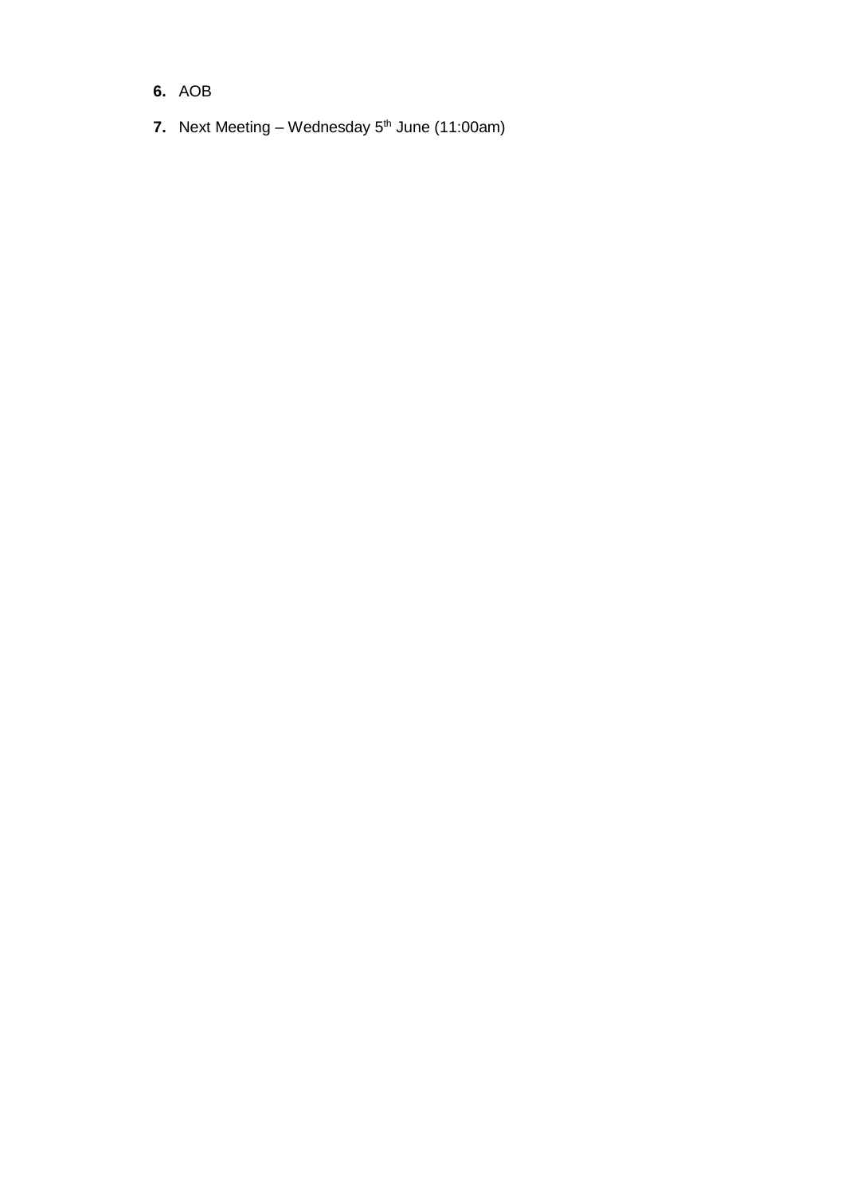**6.** AOB

**7.** Next Meeting – Wednesday 5th June (11:00am)